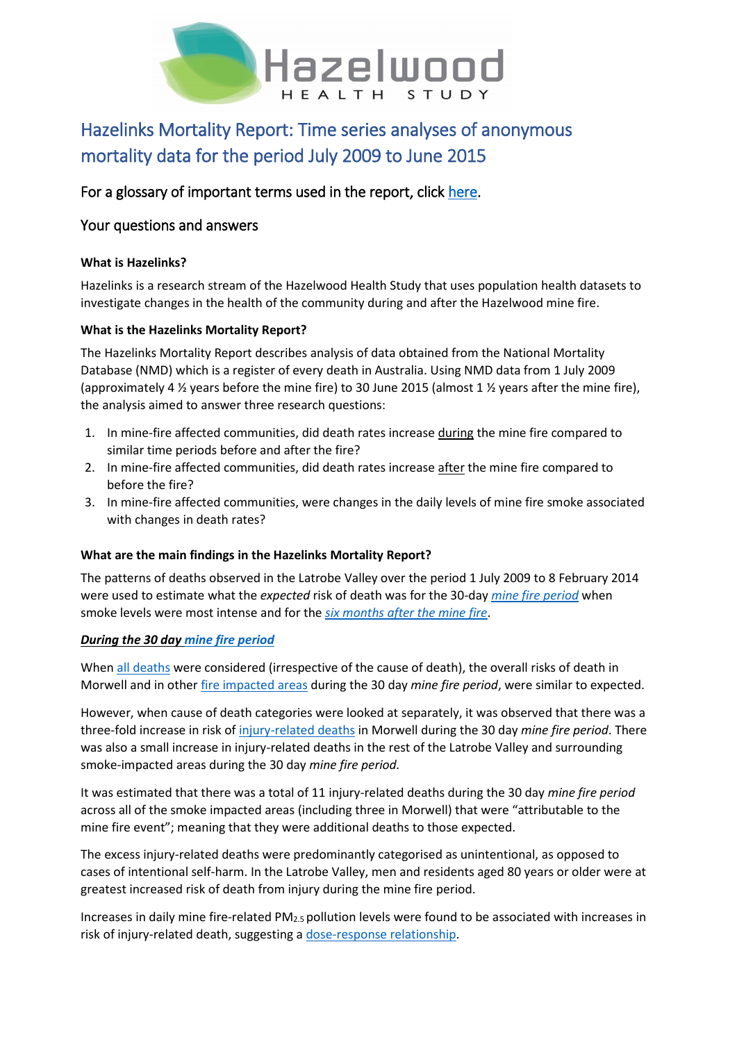# Hazelwood Health Study

## Hazelinks Mortality Report: Time series analyses of anonymous mortality data for the period July 2009 to June 2015

### For a glossary of important terms used in the report, click here.

### Your questions and answers

**What is Hazelinks?**

Hazelinks is a research stream of the Hazelwood Health Study that uses population health datasets to investigate changes in the health of the community during and after the Hazelwood mine fire.

**What is the Hazelinks Mortality Report?**

The Hazelinks Mortality Report describes analysis of data obtained from the National Mortality Database (NMD) which is a register of every death in Australia. Using NMD data from 1 July 2009 (approximately 4 ½ years before the mine fire) to 30 June 2015 (almost 1 ½ years after the mine fire), the analysis aimed to answer three research questions:

1. In mine-fire affected communities, did death rates increase during the mine fire compared to similar time periods before and after the fire?
2. In mine-fire affected communities, did death rates increase after the mine fire compared to before the fire?
3. In mine-fire affected communities, were changes in the daily levels of mine fire smoke associated with changes in death rates?

**What are the main findings in the Hazelinks Mortality Report?**

The patterns of deaths observed in the Latrobe Valley over the period 1 July 2009 to 8 February 2014 were used to estimate what the *expected* risk of death was for the 30-day *mine fire period* when smoke levels were most intense and for the *six months after the mine fire*.

***During the 30 day mine fire period***

When all deaths were considered (irrespective of the cause of death), the overall risks of death in Morwell and in other fire impacted areas during the 30 day *mine fire period*, were similar to expected.

However, when cause of death categories were looked at separately, it was observed that there was a three-fold increase in risk of injury-related deaths in Morwell during the 30 day *mine fire period*. There was also a small increase in injury-related deaths in the rest of the Latrobe Valley and surrounding smoke-impacted areas during the 30 day *mine fire period.*

It was estimated that there was a total of 11 injury-related deaths during the 30 day *mine fire period* across all of the smoke impacted areas (including three in Morwell) that were "attributable to the mine fire event"; meaning that they were additional deaths to those expected.

The excess injury-related deaths were predominantly categorised as unintentional, as opposed to cases of intentional self-harm. In the Latrobe Valley, men and residents aged 80 years or older were at greatest increased risk of death from injury during the mine fire period.

Increases in daily mine fire-related $PM_{2.5}$ pollution levels were found to be associated with increases in risk of injury-related death, suggesting a dose-response relationship.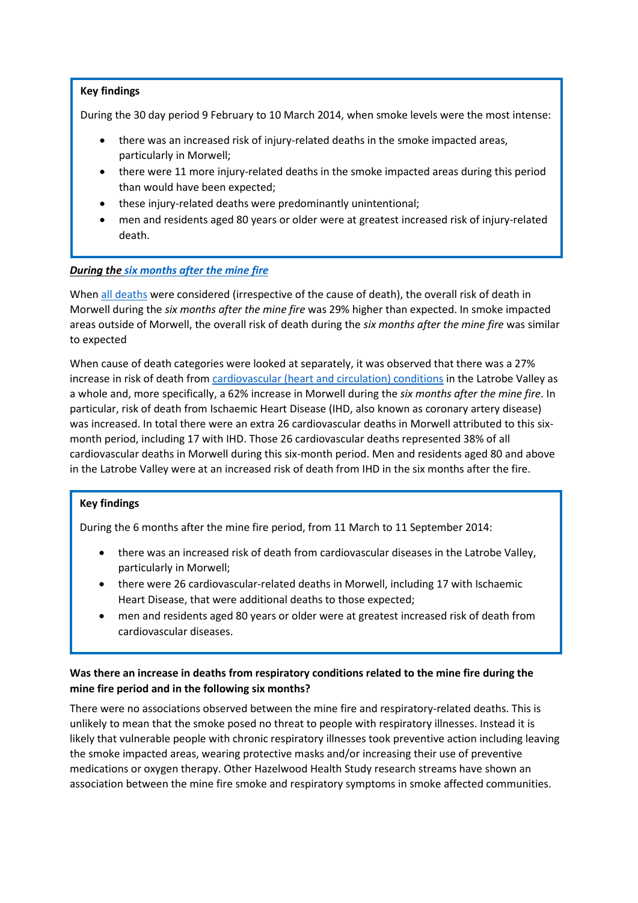**Key findings**

During the 30 day period 9 February to 10 March 2014, when smoke levels were the most intense:

- there was an increased risk of injury-related deaths in the smoke impacted areas, particularly in Morwell;
- there were 11 more injury-related deaths in the smoke impacted areas during this period than would have been expected;
- these injury-related deaths were predominantly unintentional;
- men and residents aged 80 years or older were at greatest increased risk of injury-related death.

***During the six months after the mine fire***

When all deaths were considered (irrespective of the cause of death), the overall risk of death in Morwell during the *six months after the mine fire* was 29% higher than expected. In smoke impacted areas outside of Morwell, the overall risk of death during the *six months after the mine fire* was similar to expected

When cause of death categories were looked at separately, it was observed that there was a 27% increase in risk of death from cardiovascular (heart and circulation) conditions in the Latrobe Valley as a whole and, more specifically, a 62% increase in Morwell during the *six months after the mine fire*. In particular, risk of death from Ischaemic Heart Disease (IHD, also known as coronary artery disease) was increased. In total there were an extra 26 cardiovascular deaths in Morwell attributed to this six-month period, including 17 with IHD. Those 26 cardiovascular deaths represented 38% of all cardiovascular deaths in Morwell during this six-month period. Men and residents aged 80 and above in the Latrobe Valley were at an increased risk of death from IHD in the six months after the fire.

**Key findings**

During the 6 months after the mine fire period, from 11 March to 11 September 2014:

- there was an increased risk of death from cardiovascular diseases in the Latrobe Valley, particularly in Morwell;
- there were 26 cardiovascular-related deaths in Morwell, including 17 with Ischaemic Heart Disease, that were additional deaths to those expected;
- men and residents aged 80 years or older were at greatest increased risk of death from cardiovascular diseases.

**Was there an increase in deaths from respiratory conditions related to the mine fire during the mine fire period and in the following six months?**

There were no associations observed between the mine fire and respiratory-related deaths. This is unlikely to mean that the smoke posed no threat to people with respiratory illnesses. Instead it is likely that vulnerable people with chronic respiratory illnesses took preventive action including leaving the smoke impacted areas, wearing protective masks and/or increasing their use of preventive medications or oxygen therapy. Other Hazelwood Health Study research streams have shown an association between the mine fire smoke and respiratory symptoms in smoke affected communities.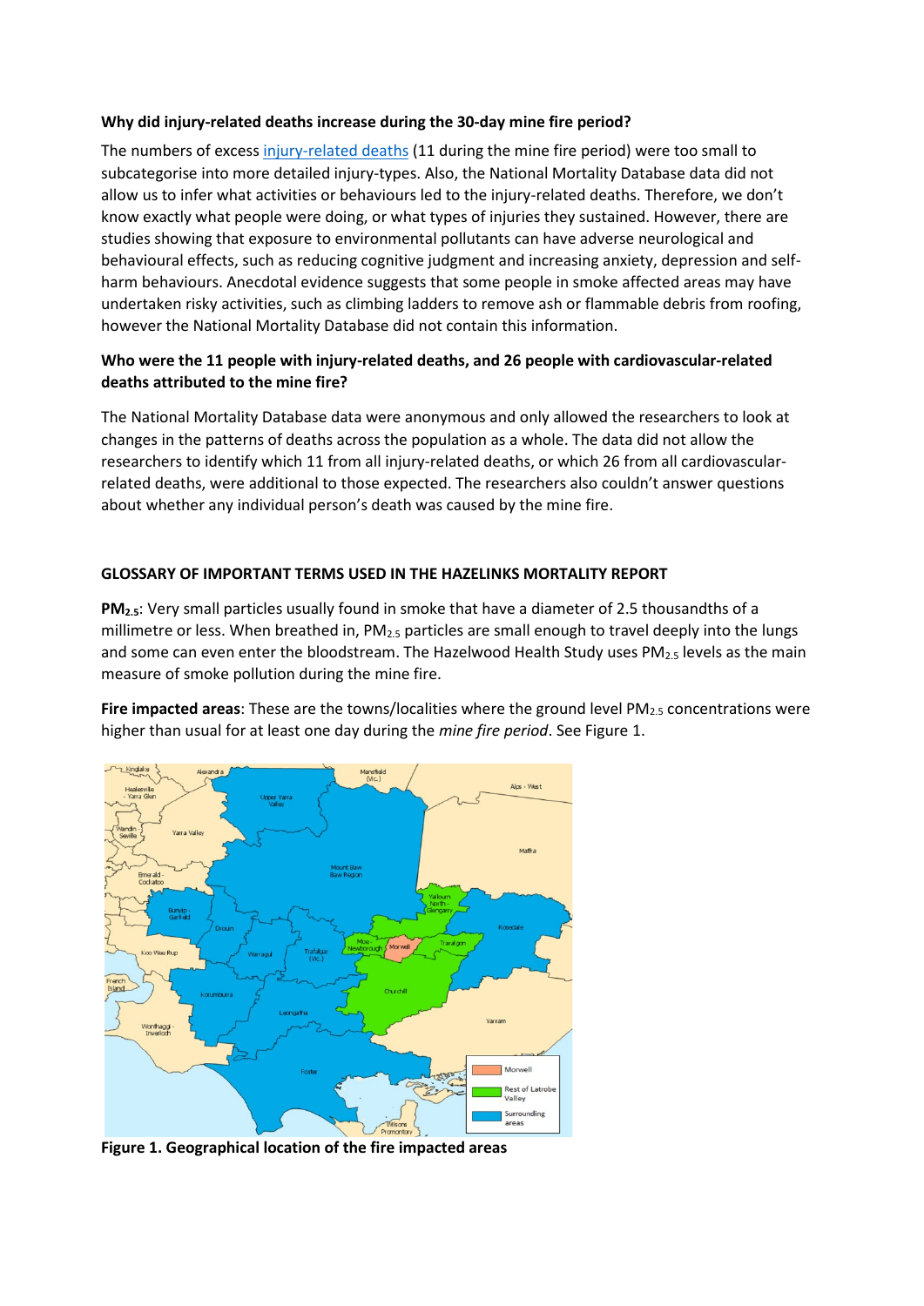**Why did injury-related deaths increase during the 30-day mine fire period?**

The numbers of excess injury-related deaths (11 during the mine fire period) were too small to subcategorise into more detailed injury-types. Also, the National Mortality Database data did not allow us to infer what activities or behaviours led to the injury-related deaths. Therefore, we don't know exactly what people were doing, or what types of injuries they sustained. However, there are studies showing that exposure to environmental pollutants can have adverse neurological and behavioural effects, such as reducing cognitive judgment and increasing anxiety, depression and self-harm behaviours. Anecdotal evidence suggests that some people in smoke affected areas may have undertaken risky activities, such as climbing ladders to remove ash or flammable debris from roofing, however the National Mortality Database did not contain this information.

**Who were the 11 people with injury-related deaths, and 26 people with cardiovascular-related deaths attributed to the mine fire?**

The National Mortality Database data were anonymous and only allowed the researchers to look at changes in the patterns of deaths across the population as a whole. The data did not allow the researchers to identify which 11 from all injury-related deaths, or which 26 from all cardiovascular-related deaths, were additional to those expected. The researchers also couldn't answer questions about whether any individual person's death was caused by the mine fire.

**GLOSSARY OF IMPORTANT TERMS USED IN THE HAZELINKS MORTALITY REPORT**

**$PM_{2.5}$**: Very small particles usually found in smoke that have a diameter of 2.5 thousandths of a millimetre or less. When breathed in, $PM_{2.5}$ particles are small enough to travel deeply into the lungs and some can even enter the bloodstream. The Hazelwood Health Study uses $PM_{2.5}$ levels as the main measure of smoke pollution during the mine fire.

**Fire impacted areas**: These are the towns/localities where the ground level $PM_{2.5}$ concentrations were higher than usual for at least one day during the *mine fire period*. See Figure 1.

**Figure 1. Geographical location of the fire impacted areas**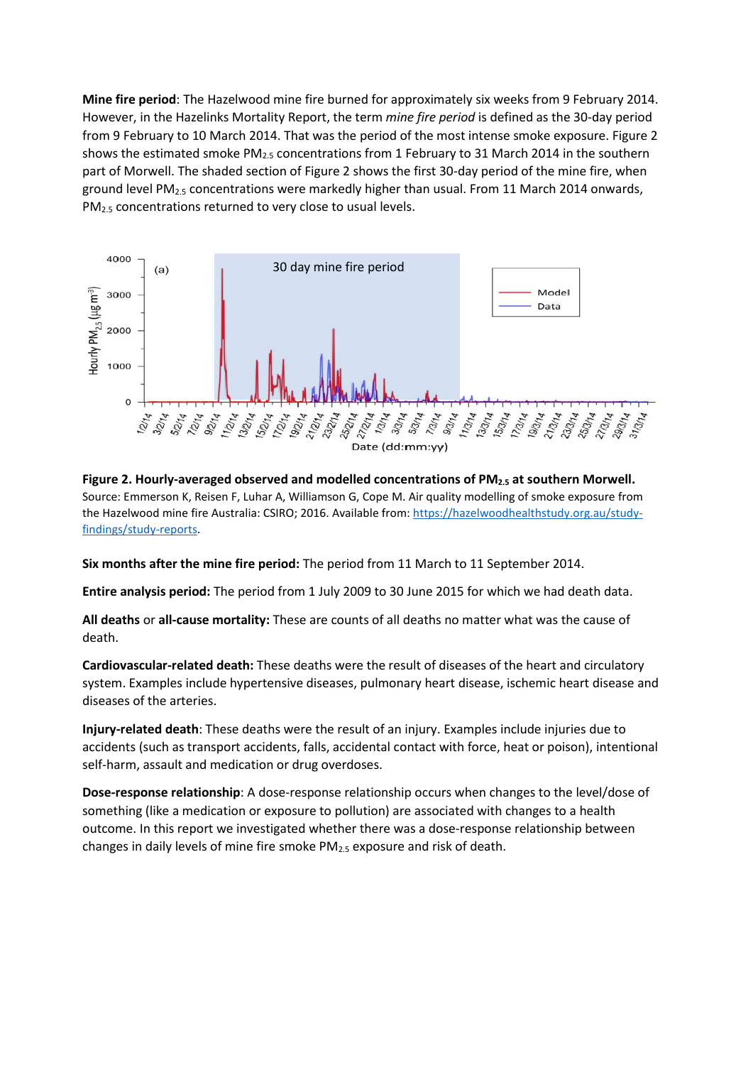**Mine fire period**: The Hazelwood mine fire burned for approximately six weeks from 9 February 2014. However, in the Hazelinks Mortality Report, the term *mine fire period* is defined as the 30-day period from 9 February to 10 March 2014. That was the period of the most intense smoke exposure. Figure 2 shows the estimated smoke $PM_{2.5}$ concentrations from 1 February to 31 March 2014 in the southern part of Morwell. The shaded section of Figure 2 shows the first 30-day period of the mine fire, when ground level $PM_{2.5}$ concentrations were markedly higher than usual. From 11 March 2014 onwards, $PM_{2.5}$ concentrations returned to very close to usual levels.

(a)

30 day mine fire period

Model

Data

Hourly $PM_{2.5}$ ($\mu g\ m^{-3}$)

4000

3000

2000

1000

0

1/2/14 3/2/14 5/2/14 7/2/14 9/2/14 11/2/14 13/2/14 15/2/14 17/2/14 19/2/14 21/2/14 23/2/14 25/2/14 27/2/14 1/3/14 3/3/14 5/3/14 7/3/14 9/3/14 11/3/14 13/3/14 15/3/14 17/3/14 19/3/14 21/3/14 23/3/14 25/3/14 27/3/14 29/3/14 31/3/14

Date (dd:mm:yy)

**Figure 2. Hourly-averaged observed and modelled concentrations of $PM_{2.5}$ at southern Morwell.**
Source: Emmerson K, Reisen F, Luhar A, Williamson G, Cope M. Air quality modelling of smoke exposure from the Hazelwood mine fire Australia: CSIRO; 2016. Available from: https://hazelwoodhealthstudy.org.au/study-findings/study-reports.

**Six months after the mine fire period:** The period from 11 March to 11 September 2014.

**Entire analysis period:** The period from 1 July 2009 to 30 June 2015 for which we had death data.

**All deaths** or **all-cause mortality:** These are counts of all deaths no matter what was the cause of death.

**Cardiovascular-related death:** These deaths were the result of diseases of the heart and circulatory system. Examples include hypertensive diseases, pulmonary heart disease, ischemic heart disease and diseases of the arteries.

**Injury-related death**: These deaths were the result of an injury. Examples include injuries due to accidents (such as transport accidents, falls, accidental contact with force, heat or poison), intentional self-harm, assault and medication or drug overdoses.

**Dose-response relationship**: A dose-response relationship occurs when changes to the level/dose of something (like a medication or exposure to pollution) are associated with changes to a health outcome. In this report we investigated whether there was a dose-response relationship between changes in daily levels of mine fire smoke $PM_{2.5}$ exposure and risk of death.